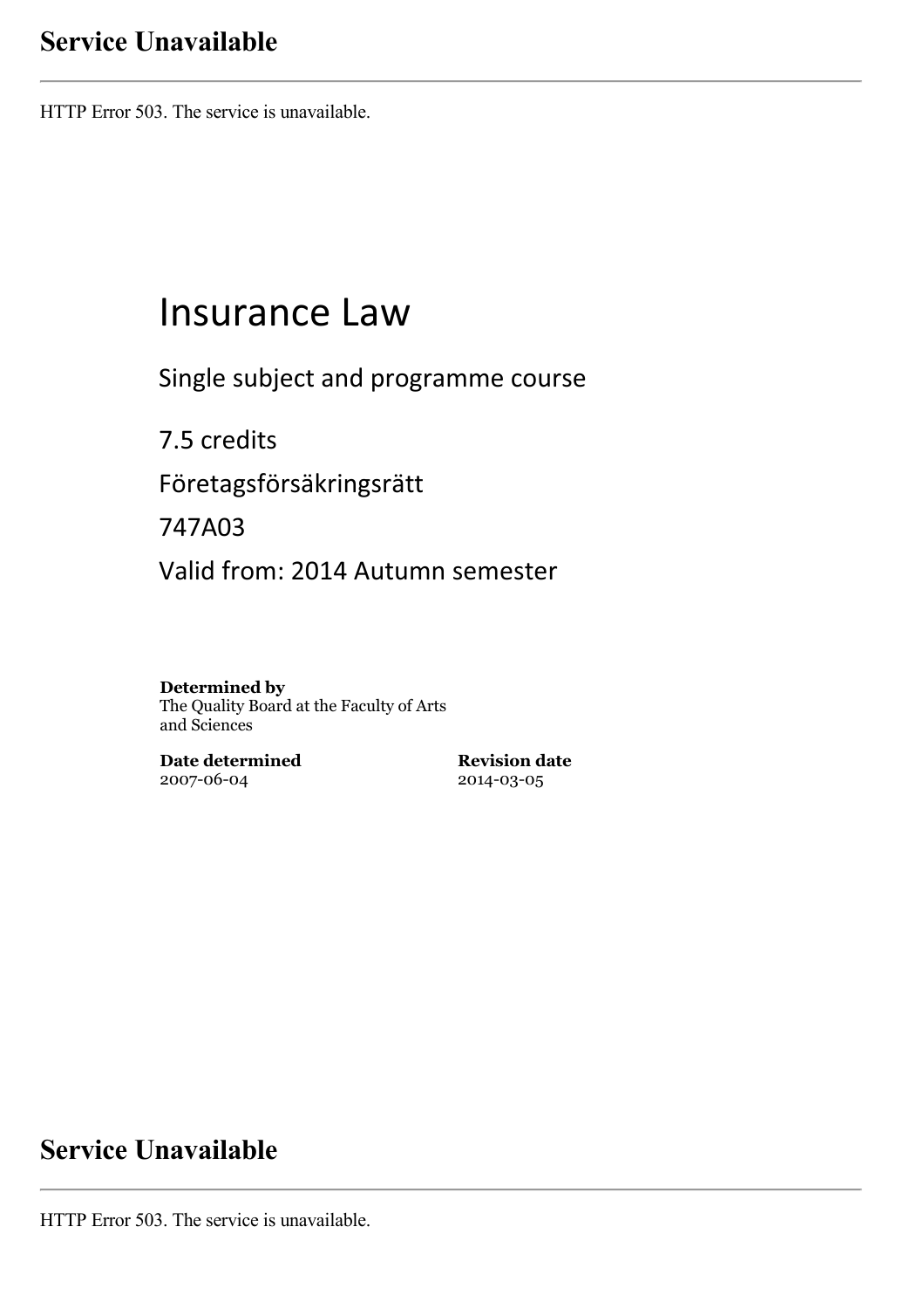# Insurance Law

Single subject and programme course

7.5 credits

Företagsförsäkringsrätt

747A03

Valid from: 2014 Autumn semester

**Determined by**
The Quality Board at the Faculty of Arts and Sciences

**Date determined**
2007-06-04

**Revision date**
2014-03-05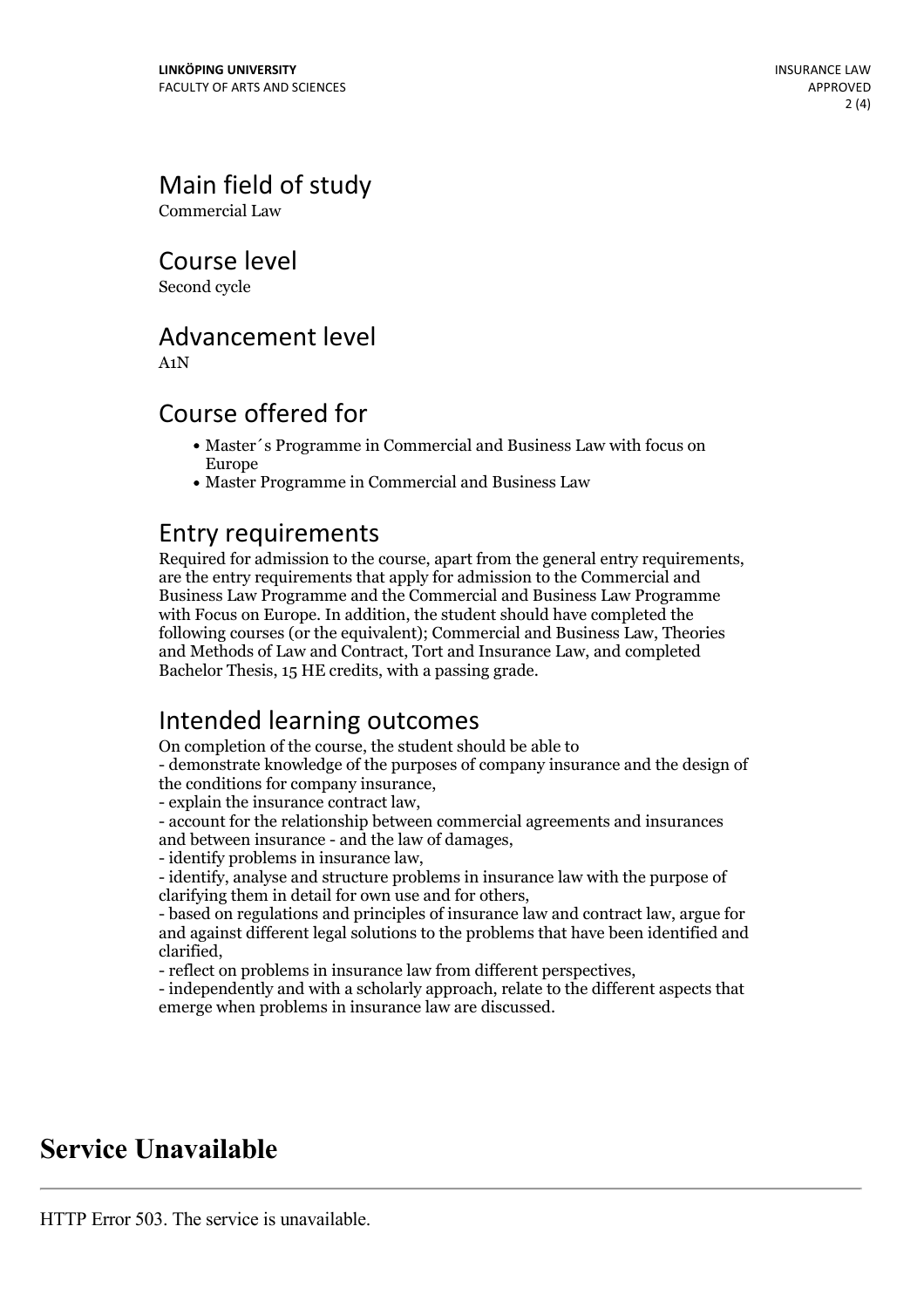## Main field of study

Commercial Law

## Course level

Second cycle

## Advancement level

A1N

## Course offered for

- Master´s Programme in Commercial and Business Law with focus on Europe
- Master Programme in Commercial and Business Law

## Entry requirements

Required for admission to the course, apart from the general entry requirements, are the entry requirements that apply for admission to the Commercial and Business Law Programme and the Commercial and Business Law Programme with Focus on Europe. In addition, the student should have completed the following courses (or the equivalent); Commercial and Business Law, Theories and Methods of Law and Contract, Tort and Insurance Law, and completed Bachelor Thesis, 15 HE credits, with a passing grade.

## Intended learning outcomes

On completion of the course, the student should be able to
- demonstrate knowledge of the purposes of company insurance and the design of the conditions for company insurance,
- explain the insurance contract law,
- account for the relationship between commercial agreements and insurances and between insurance - and the law of damages,
- identify problems in insurance law,
- identify, analyse and structure problems in insurance law with the purpose of clarifying them in detail for own use and for others,
- based on regulations and principles of insurance law and contract law, argue for and against different legal solutions to the problems that have been identified and clarified,
- reflect on problems in insurance law from different perspectives,
- independently and with a scholarly approach, relate to the different aspects that emerge when problems in insurance law are discussed.

# Service Unavailable

HTTP Error 503. The service is unavailable.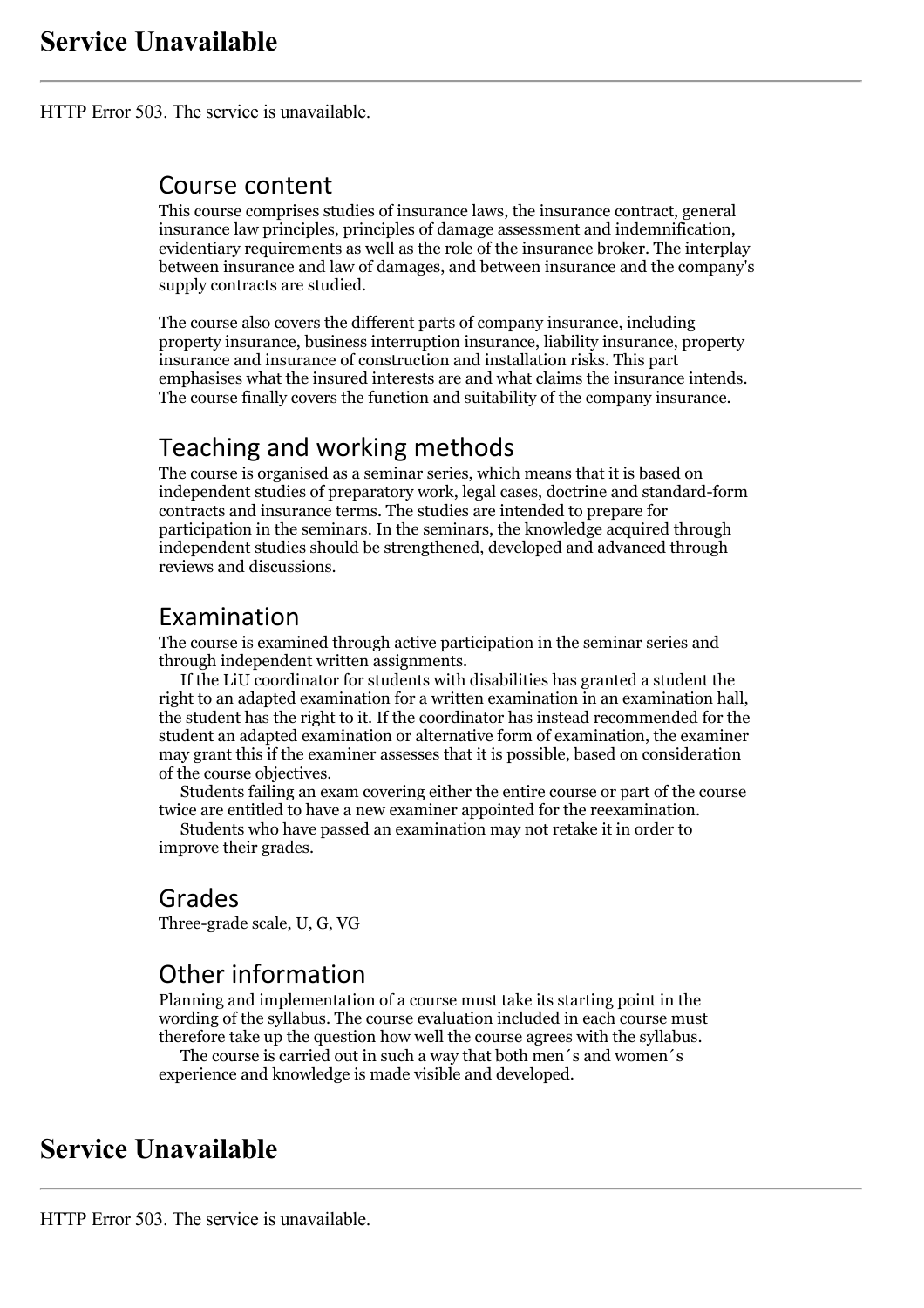# Service Unavailable

HTTP Error 503. The service is unavailable.

## Course content

This course comprises studies of insurance laws, the insurance contract, general insurance law principles, principles of damage assessment and indemnification, evidentiary requirements as well as the role of the insurance broker. The interplay between insurance and law of damages, and between insurance and the company's supply contracts are studied.

The course also covers the different parts of company insurance, including property insurance, business interruption insurance, liability insurance, property insurance and insurance of construction and installation risks. This part emphasises what the insured interests are and what claims the insurance intends. The course finally covers the function and suitability of the company insurance.

## Teaching and working methods

The course is organised as a seminar series, which means that it is based on independent studies of preparatory work, legal cases, doctrine and standard-form contracts and insurance terms. The studies are intended to prepare for participation in the seminars. In the seminars, the knowledge acquired through independent studies should be strengthened, developed and advanced through reviews and discussions.

## Examination

The course is examined through active participation in the seminar series and through independent written assignments.

If the LiU coordinator for students with disabilities has granted a student the right to an adapted examination for a written examination in an examination hall, the student has the right to it. If the coordinator has instead recommended for the student an adapted examination or alternative form of examination, the examiner may grant this if the examiner assesses that it is possible, based on consideration of the course objectives.

Students failing an exam covering either the entire course or part of the course twice are entitled to have a new examiner appointed for the reexamination.

Students who have passed an examination may not retake it in order to improve their grades.

## Grades

Three-grade scale, U, G, VG

## Other information

Planning and implementation of a course must take its starting point in the wording of the syllabus. The course evaluation included in each course must therefore take up the question how well the course agrees with the syllabus.

The course is carried out in such a way that both men´s and women´s experience and knowledge is made visible and developed.

# Service Unavailable

HTTP Error 503. The service is unavailable.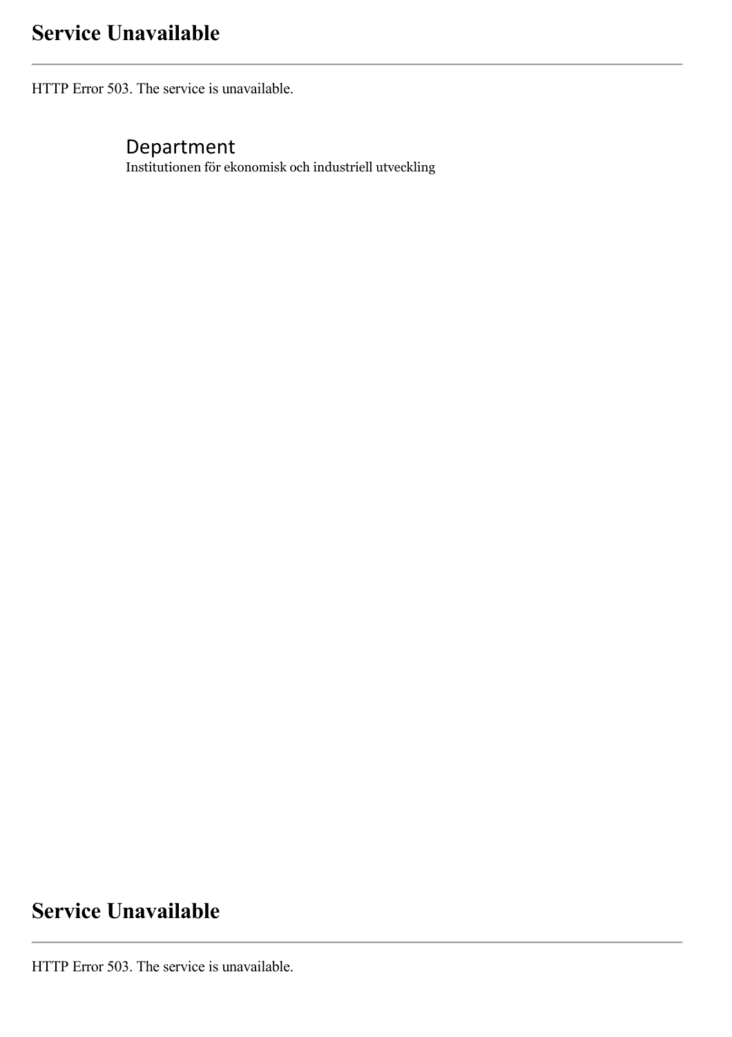# Service Unavailable

---

HTTP Error 503. The service is unavailable.

## Department

Institutionen för ekonomisk och industriell utveckling

# Service Unavailable

---

HTTP Error 503. The service is unavailable.